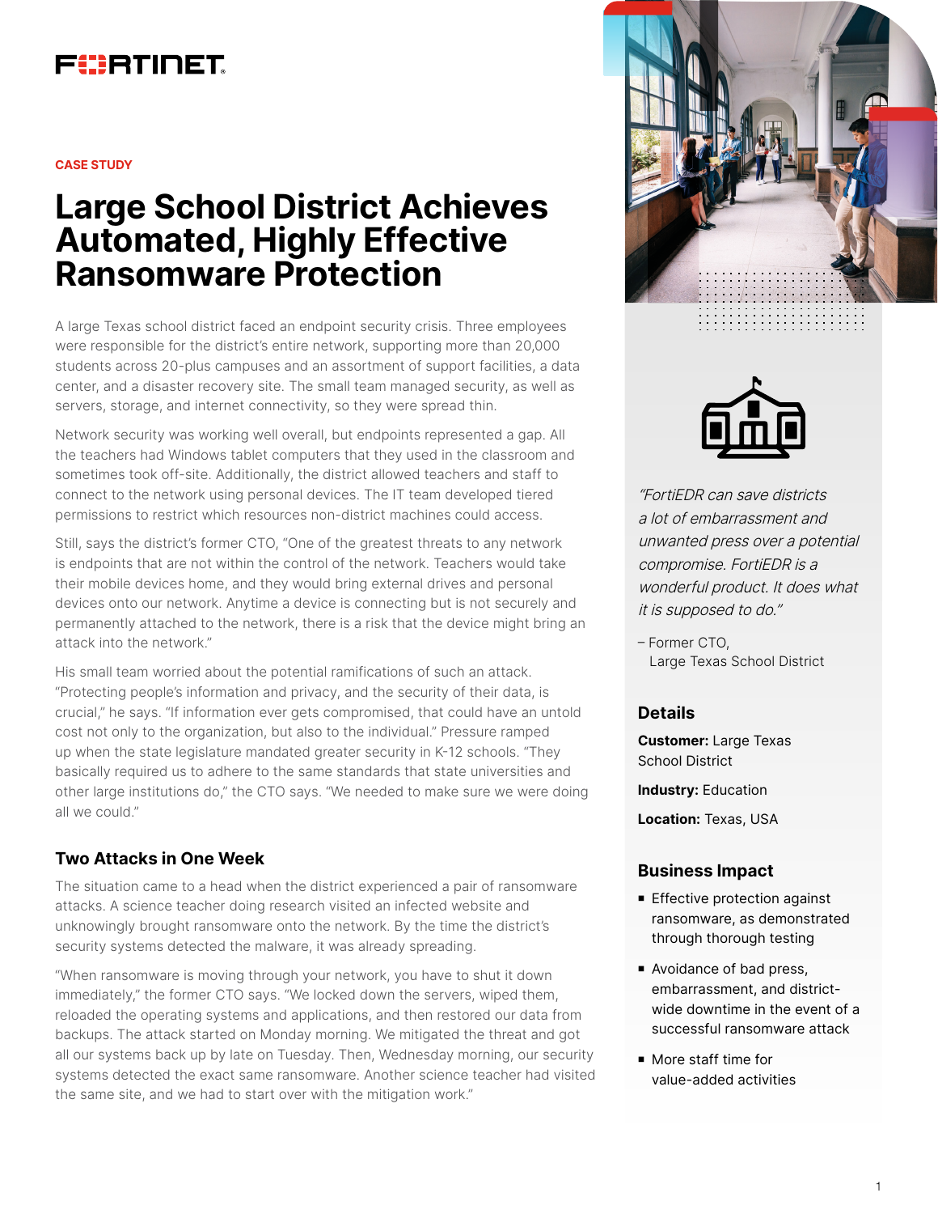FURTINET

CASE STUDY

# Large School District Achieves Automated, Highly Effective Ransomware Protection

A large Texas school district faced an endpoint security crisis. Three employees were responsible for the district's entire network, supporting more than 20,000 students across 20-plus campuses and an assortment of support facilities, a data center, and a disaster recovery site. The small team managed security, as well as servers, storage, and internet connectivity, so they were spread thin.

Network security was working well overall, but endpoints represented a gap. All the teachers had Windows tablet computers that they used in the classroom and sometimes took off-site. Additionally, the district allowed teachers and staff to connect to the network using personal devices. The IT team developed tiered permissions to restrict which resources non-district machines could access.

Still, says the district's former CTO, "One of the greatest threats to any network is endpoints that are not within the control of the network. Teachers would take their mobile devices home, and they would bring external drives and personal devices onto our network. Anytime a device is connecting but is not securely and permanently attached to the network, there is a risk that the device might bring an attack into the network."

His small team worried about the potential ramifications of such an attack. "Protecting people's information and privacy, and the security of their data, is crucial," he says. "If information ever gets compromised, that could have an untold cost not only to the organization, but also to the individual." Pressure ramped up when the state legislature mandated greater security in K-12 schools. "They basically required us to adhere to the same standards that state universities and other large institutions do," the CTO says. "We needed to make sure we were doing all we could."

## Two Attacks in One Week

The situation came to a head when the district experienced a pair of ransomware attacks. A science teacher doing research visited an infected website and unknowingly brought ransomware onto the network. By the time the district's security systems detected the malware, it was already spreading.

"When ransomware is moving through your network, you have to shut it down immediately," the former CTO says. "We locked down the servers, wiped them, reloaded the operating systems and applications, and then restored our data from backups. The attack started on Monday morning. We mitigated the threat and got all our systems back up by late on Tuesday. Then, Wednesday morning, our security systems detected the exact same ransomware. Another science teacher had visited the same site, and we had to start over with the mitigation work."

*"FortiEDR can save districts a lot of embarrassment and unwanted press over a potential compromise. FortiEDR is a wonderful product. It does what it is supposed to do."*

– Former CTO,
Large Texas School District

### Details

**Customer:** Large Texas School District

**Industry:** Education

**Location:** Texas, USA

### Business Impact

- Effective protection against ransomware, as demonstrated through thorough testing
- Avoidance of bad press, embarrassment, and district-wide downtime in the event of a successful ransomware attack
- More staff time for value-added activities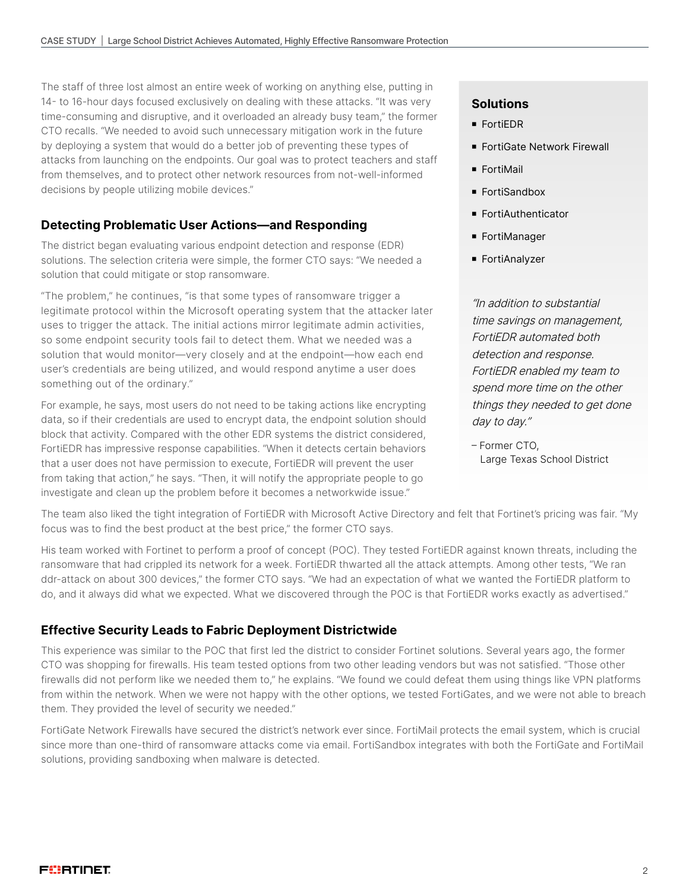The staff of three lost almost an entire week of working on anything else, putting in 14- to 16-hour days focused exclusively on dealing with these attacks. "It was very time-consuming and disruptive, and it overloaded an already busy team," the former CTO recalls. "We needed to avoid such unnecessary mitigation work in the future by deploying a system that would do a better job of preventing these types of attacks from launching on the endpoints. Our goal was to protect teachers and staff from themselves, and to protect other network resources from not-well-informed decisions by people utilizing mobile devices."

## Detecting Problematic User Actions—and Responding

The district began evaluating various endpoint detection and response (EDR) solutions. The selection criteria were simple, the former CTO says: "We needed a solution that could mitigate or stop ransomware.

"The problem," he continues, "is that some types of ransomware trigger a legitimate protocol within the Microsoft operating system that the attacker later uses to trigger the attack. The initial actions mirror legitimate admin activities, so some endpoint security tools fail to detect them. What we needed was a solution that would monitor—very closely and at the endpoint—how each end user's credentials are being utilized, and would respond anytime a user does something out of the ordinary."

For example, he says, most users do not need to be taking actions like encrypting data, so if their credentials are used to encrypt data, the endpoint solution should block that activity. Compared with the other EDR systems the district considered, FortiEDR has impressive response capabilities. "When it detects certain behaviors that a user does not have permission to execute, FortiEDR will prevent the user from taking that action," he says. "Then, it will notify the appropriate people to go investigate and clean up the problem before it becomes a networkwide issue."

### Solutions

- FortiEDR
- FortiGate Network Firewall
- FortiMail
- FortiSandbox
- FortiAuthenticator
- FortiManager
- FortiAnalyzer

*"In addition to substantial time savings on management, FortiEDR automated both detection and response. FortiEDR enabled my team to spend more time on the other things they needed to get done day to day."*

– Former CTO,
Large Texas School District

The team also liked the tight integration of FortiEDR with Microsoft Active Directory and felt that Fortinet's pricing was fair. "My focus was to find the best product at the best price," the former CTO says.

His team worked with Fortinet to perform a proof of concept (POC). They tested FortiEDR against known threats, including the ransomware that had crippled its network for a week. FortiEDR thwarted all the attack attempts. Among other tests, "We ran ddr-attack on about 300 devices," the former CTO says. "We had an expectation of what we wanted the FortiEDR platform to do, and it always did what we expected. What we discovered through the POC is that FortiEDR works exactly as advertised."

## Effective Security Leads to Fabric Deployment Districtwide

This experience was similar to the POC that first led the district to consider Fortinet solutions. Several years ago, the former CTO was shopping for firewalls. His team tested options from two other leading vendors but was not satisfied. "Those other firewalls did not perform like we needed them to," he explains. "We found we could defeat them using things like VPN platforms from within the network. When we were not happy with the other options, we tested FortiGates, and we were not able to breach them. They provided the level of security we needed."

FortiGate Network Firewalls have secured the district's network ever since. FortiMail protects the email system, which is crucial since more than one-third of ransomware attacks come via email. FortiSandbox integrates with both the FortiGate and FortiMail solutions, providing sandboxing when malware is detected.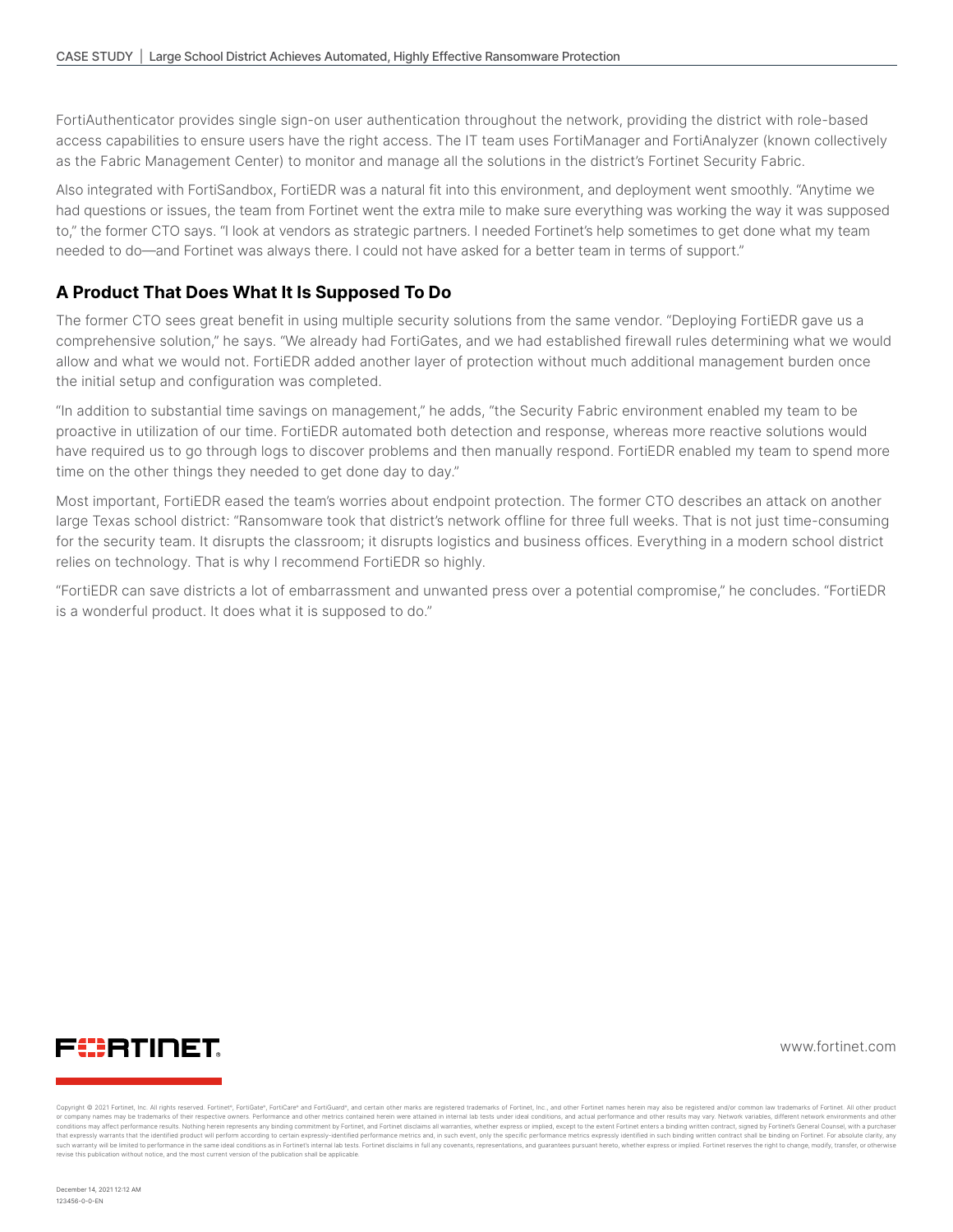FortiAuthenticator provides single sign-on user authentication throughout the network, providing the district with role-based access capabilities to ensure users have the right access. The IT team uses FortiManager and FortiAnalyzer (known collectively as the Fabric Management Center) to monitor and manage all the solutions in the district's Fortinet Security Fabric.

Also integrated with FortiSandbox, FortiEDR was a natural fit into this environment, and deployment went smoothly. "Anytime we had questions or issues, the team from Fortinet went the extra mile to make sure everything was working the way it was supposed to," the former CTO says. "I look at vendors as strategic partners. I needed Fortinet's help sometimes to get done what my team needed to do—and Fortinet was always there. I could not have asked for a better team in terms of support."

## A Product That Does What It Is Supposed To Do

The former CTO sees great benefit in using multiple security solutions from the same vendor. "Deploying FortiEDR gave us a comprehensive solution," he says. "We already had FortiGates, and we had established firewall rules determining what we would allow and what we would not. FortiEDR added another layer of protection without much additional management burden once the initial setup and configuration was completed.

"In addition to substantial time savings on management," he adds, "the Security Fabric environment enabled my team to be proactive in utilization of our time. FortiEDR automated both detection and response, whereas more reactive solutions would have required us to go through logs to discover problems and then manually respond. FortiEDR enabled my team to spend more time on the other things they needed to get done day to day."

Most important, FortiEDR eased the team's worries about endpoint protection. The former CTO describes an attack on another large Texas school district: "Ransomware took that district's network offline for three full weeks. That is not just time-consuming for the security team. It disrupts the classroom; it disrupts logistics and business offices. Everything in a modern school district relies on technology. That is why I recommend FortiEDR so highly.

"FortiEDR can save districts a lot of embarrassment and unwanted press over a potential compromise," he concludes. "FortiEDR is a wonderful product. It does what it is supposed to do."

FORTINET

www.fortinet.com

Copyright © 2021 Fortinet, Inc. All rights reserved. Fortinet®, FortiGate®, FortiCare® and FortiGuard®, and certain other marks are registered trademarks of Fortinet, Inc., and other Fortinet names herein may also be registered and/or common law trademarks of Fortinet. All other product or company names may be trademarks of their respective owners. Performance and other metrics contained herein were attained in internal lab tests under ideal conditions, and actual performance and other results may vary. Network variables, different network environments and other conditions may affect performance results. Nothing herein represents any binding commitment by Fortinet, and Fortinet disclaims all warranties, whether express or implied, except to the extent Fortinet enters a binding written contract, signed by Fortinet's General Counsel, with a purchaser that expressly warrants that the identified product will perform according to certain expressly-identified performance metrics and, in such event, only the specific performance metrics expressly identified in such binding written contract shall be binding on Fortinet. For absolute clarity, any such warranty will be limited to performance in the same ideal conditions as in Fortinet's internal lab tests. Fortinet disclaims in full any covenants, representations, and guarantees pursuant hereto, whether express or implied. Fortinet reserves the right to change, modify, transfer, or otherwise revise this publication without notice, and the most current version of the publication shall be applicable.

December 14, 2021 12:12 AM
123456-0-0-EN